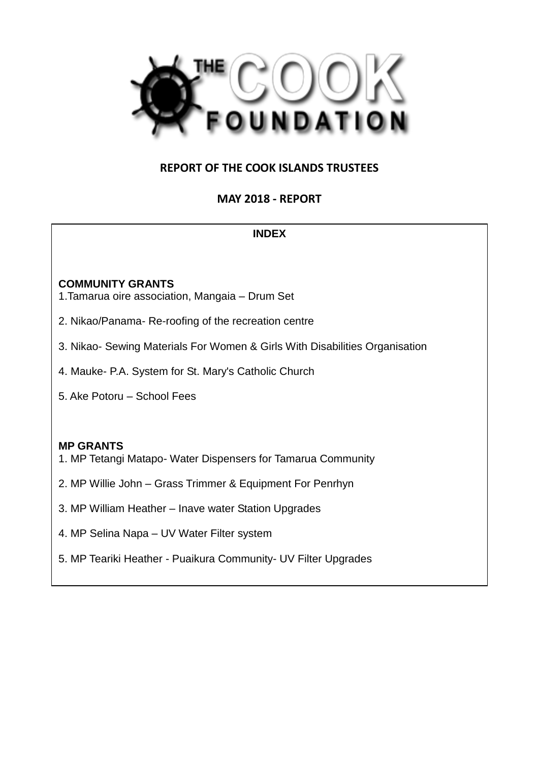THE COOK FOUNDATION

# REPORT OF THE COOK ISLANDS TRUSTEES

## MAY 2018 - REPORT

### INDEX

**COMMUNITY GRANTS**

1.Tamarua oire association, Mangaia – Drum Set

2. Nikao/Panama- Re-roofing of the recreation centre

3. Nikao- Sewing Materials For Women & Girls With Disabilities Organisation

4. Mauke- P.A. System for St. Mary's Catholic Church

5. Ake Potoru – School Fees

**MP GRANTS**

1. MP Tetangi Matapo- Water Dispensers for Tamarua Community

2. MP Willie John – Grass Trimmer & Equipment For Penrhyn

3. MP William Heather – Inave water Station Upgrades

4. MP Selina Napa – UV Water Filter system

5. MP Teariki Heather - Puaikura Community- UV Filter Upgrades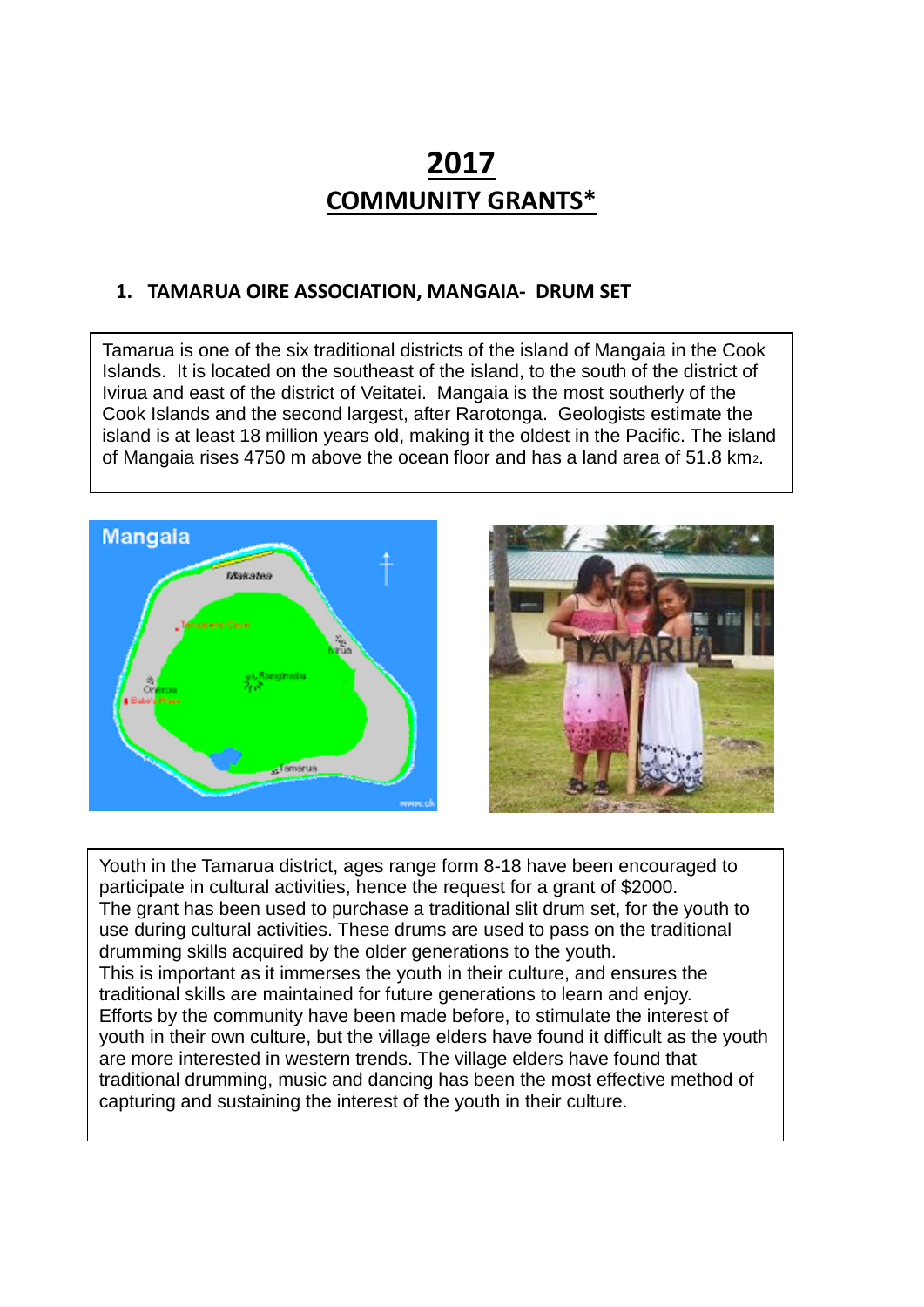# 2017
# COMMUNITY GRANTS*

## 1. TAMARUA OIRE ASSOCIATION, MANGAIA- DRUM SET

Tamarua is one of the six traditional districts of the island of Mangaia in the Cook Islands. It is located on the southeast of the island, to the south of the district of Ivirua and east of the district of Veitatei. Mangaia is the most southerly of the Cook Islands and the second largest, after Rarotonga. Geologists estimate the island is at least 18 million years old, making it the oldest in the Pacific. The island of Mangaia rises 4750 m above the ocean floor and has a land area of 51.8 km$^2$.

Youth in the Tamarua district, ages range form 8-18 have been encouraged to participate in cultural activities, hence the request for a grant of $2000.
The grant has been used to purchase a traditional slit drum set, for the youth to use during cultural activities. These drums are used to pass on the traditional drumming skills acquired by the older generations to the youth.
This is important as it immerses the youth in their culture, and ensures the traditional skills are maintained for future generations to learn and enjoy.
Efforts by the community have been made before, to stimulate the interest of youth in their own culture, but the village elders have found it difficult as the youth are more interested in western trends. The village elders have found that traditional drumming, music and dancing has been the most effective method of capturing and sustaining the interest of the youth in their culture.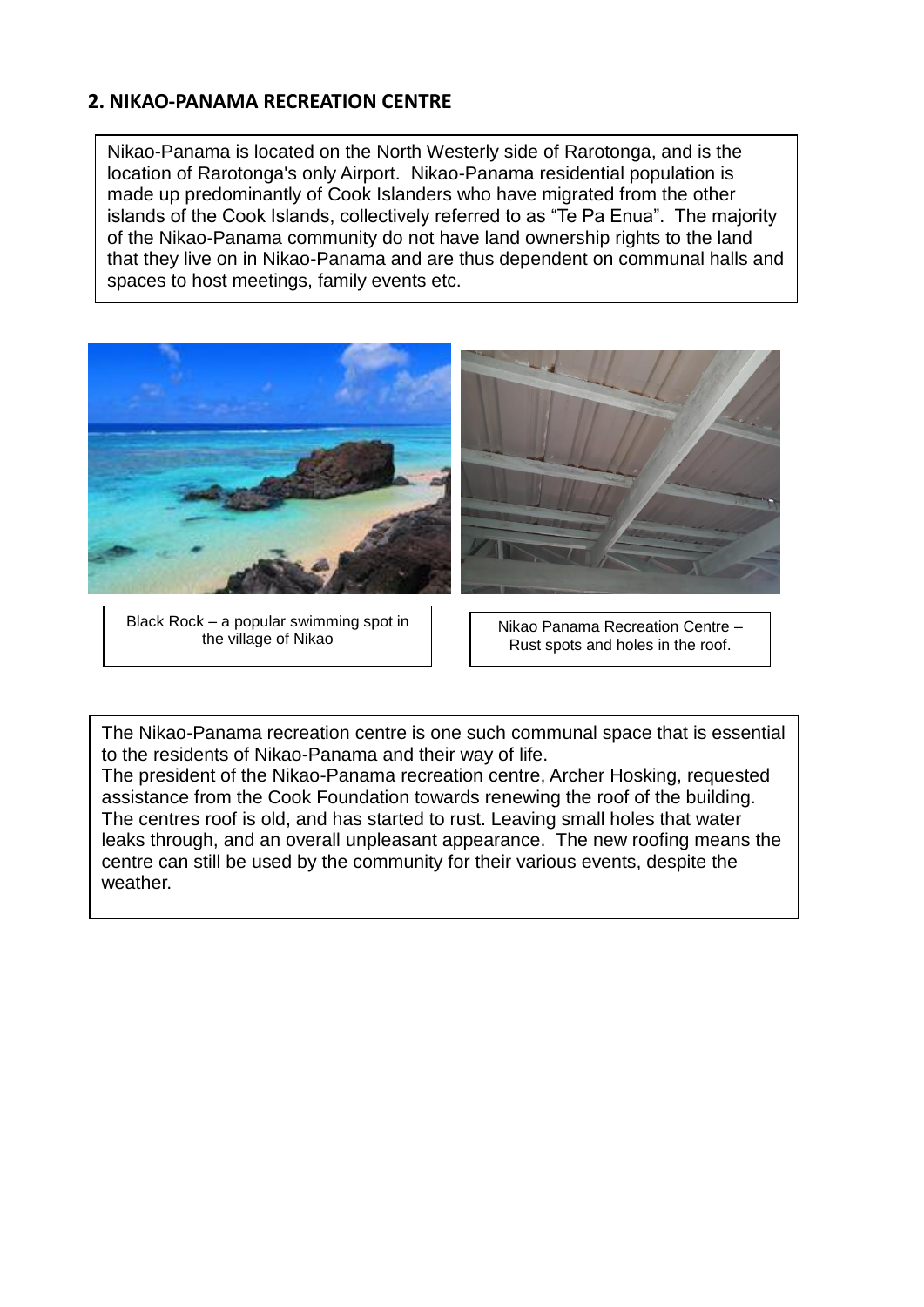## 2. NIKAO-PANAMA RECREATION CENTRE

Nikao-Panama is located on the North Westerly side of Rarotonga, and is the location of Rarotonga's only Airport. Nikao-Panama residential population is made up predominantly of Cook Islanders who have migrated from the other islands of the Cook Islands, collectively referred to as "Te Pa Enua". The majority of the Nikao-Panama community do not have land ownership rights to the land that they live on in Nikao-Panama and are thus dependent on communal halls and spaces to host meetings, family events etc.

Black Rock – a popular swimming spot in the village of Nikao

Nikao Panama Recreation Centre – Rust spots and holes in the roof.

The Nikao-Panama recreation centre is one such communal space that is essential to the residents of Nikao-Panama and their way of life.
The president of the Nikao-Panama recreation centre, Archer Hosking, requested assistance from the Cook Foundation towards renewing the roof of the building. The centres roof is old, and has started to rust. Leaving small holes that water leaks through, and an overall unpleasant appearance. The new roofing means the centre can still be used by the community for their various events, despite the weather.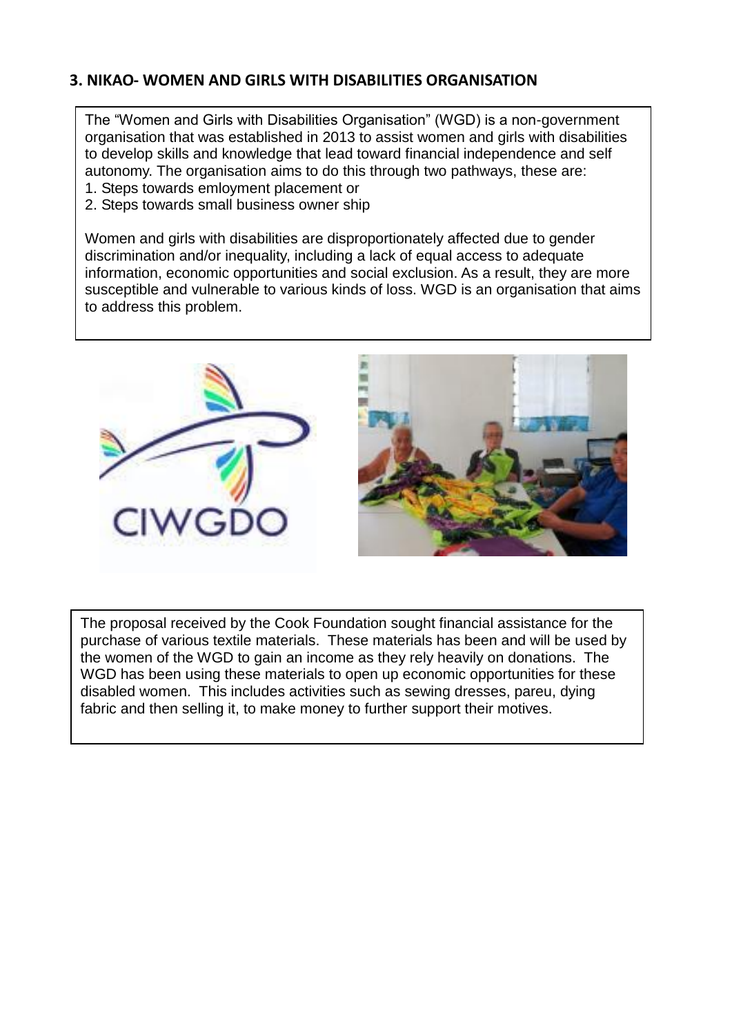### 3. NIKAO- WOMEN AND GIRLS WITH DISABILITIES ORGANISATION

The "Women and Girls with Disabilities Organisation" (WGD) is a non-government organisation that was established in 2013 to assist women and girls with disabilities to develop skills and knowledge that lead toward financial independence and self autonomy. The organisation aims to do this through two pathways, these are:

1. Steps towards emloyment placement or
2. Steps towards small business owner ship

Women and girls with disabilities are disproportionately affected due to gender discrimination and/or inequality, including a lack of equal access to adequate information, economic opportunities and social exclusion. As a result, they are more susceptible and vulnerable to various kinds of loss. WGD is an organisation that aims to address this problem.

The proposal received by the Cook Foundation sought financial assistance for the purchase of various textile materials. These materials has been and will be used by the women of the WGD to gain an income as they rely heavily on donations. The WGD has been using these materials to open up economic opportunities for these disabled women. This includes activities such as sewing dresses, pareu, dying fabric and then selling it, to make money to further support their motives.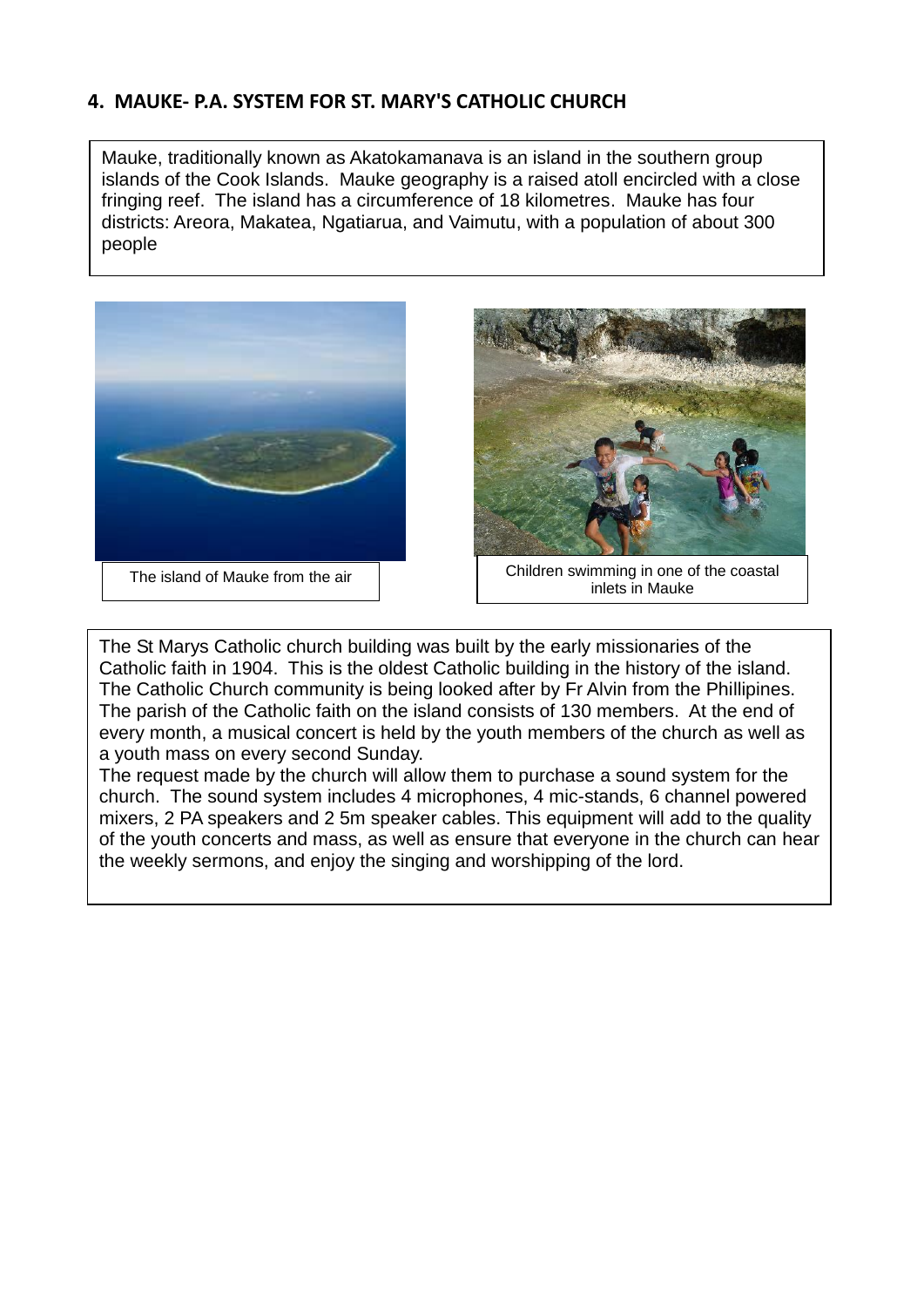## 4. MAUKE- P.A. SYSTEM FOR ST. MARY'S CATHOLIC CHURCH

Mauke, traditionally known as Akatokamanava is an island in the southern group islands of the Cook Islands. Mauke geography is a raised atoll encircled with a close fringing reef. The island has a circumference of 18 kilometres. Mauke has four districts: Areora, Makatea, Ngatiarua, and Vaimutu, with a population of about 300 people

The island of Mauke from the air

Children swimming in one of the coastal inlets in Mauke

The St Marys Catholic church building was built by the early missionaries of the Catholic faith in 1904. This is the oldest Catholic building in the history of the island. The Catholic Church community is being looked after by Fr Alvin from the Phillipines. The parish of the Catholic faith on the island consists of 130 members. At the end of every month, a musical concert is held by the youth members of the church as well as a youth mass on every second Sunday.

The request made by the church will allow them to purchase a sound system for the church. The sound system includes 4 microphones, 4 mic-stands, 6 channel powered mixers, 2 PA speakers and 2 5m speaker cables. This equipment will add to the quality of the youth concerts and mass, as well as ensure that everyone in the church can hear the weekly sermons, and enjoy the singing and worshipping of the lord.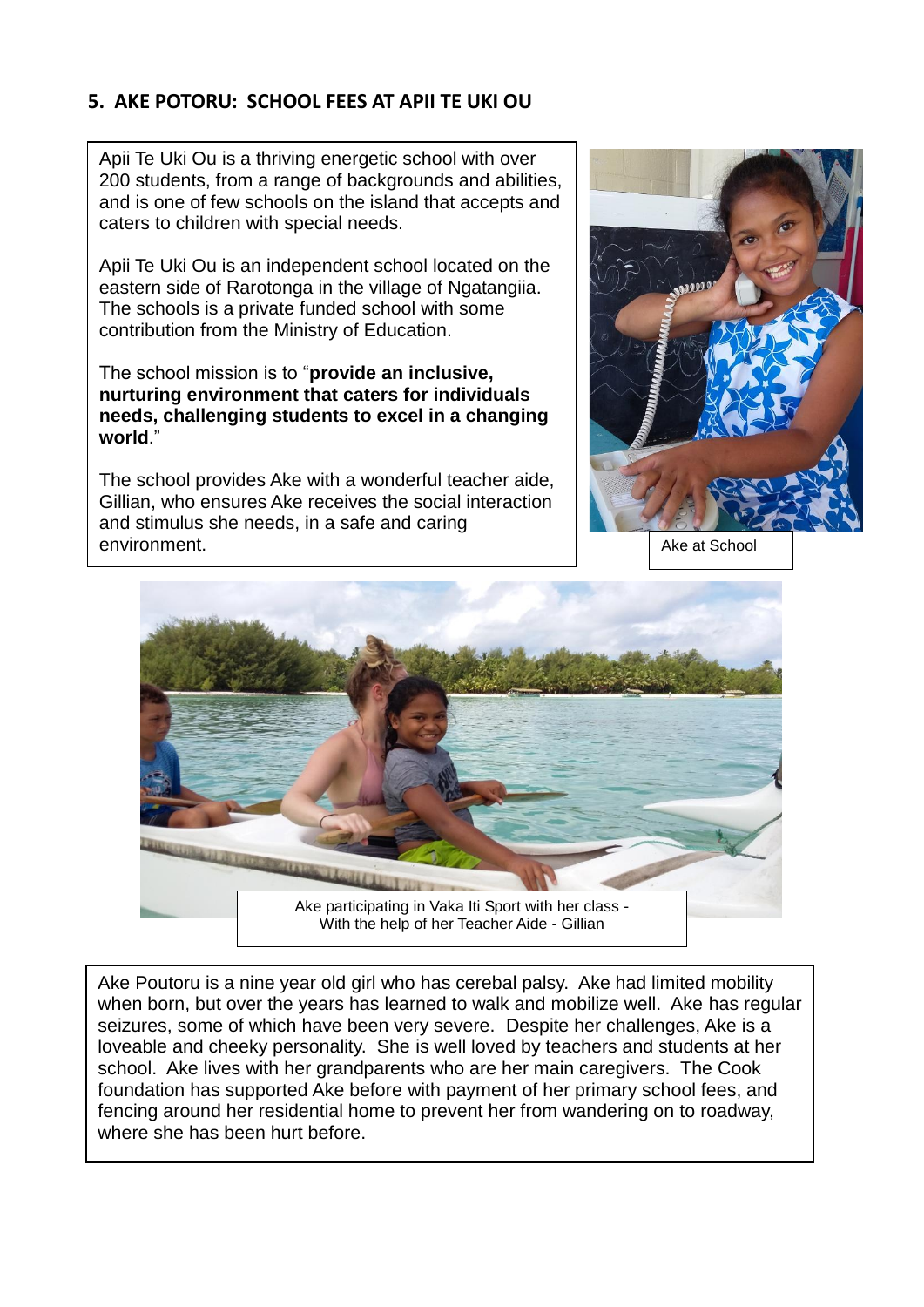## 5. AKE POTORU: SCHOOL FEES AT APII TE UKI OU

Apii Te Uki Ou is a thriving energetic school with over 200 students, from a range of backgrounds and abilities, and is one of few schools on the island that accepts and caters to children with special needs.

Apii Te Uki Ou is an independent school located on the eastern side of Rarotonga in the village of Ngatangiia. The schools is a private funded school with some contribution from the Ministry of Education.

The school mission is to "**provide an inclusive, nurturing environment that caters for individuals needs, challenging students to excel in a changing world**."

The school provides Ake with a wonderful teacher aide, Gillian, who ensures Ake receives the social interaction and stimulus she needs, in a safe and caring environment.

Ake at School

Ake participating in Vaka Iti Sport with her class - With the help of her Teacher Aide - Gillian

Ake Poutoru is a nine year old girl who has cerebal palsy. Ake had limited mobility when born, but over the years has learned to walk and mobilize well. Ake has regular seizures, some of which have been very severe. Despite her challenges, Ake is a loveable and cheeky personality. She is well loved by teachers and students at her school. Ake lives with her grandparents who are her main caregivers. The Cook foundation has supported Ake before with payment of her primary school fees, and fencing around her residential home to prevent her from wandering on to roadway, where she has been hurt before.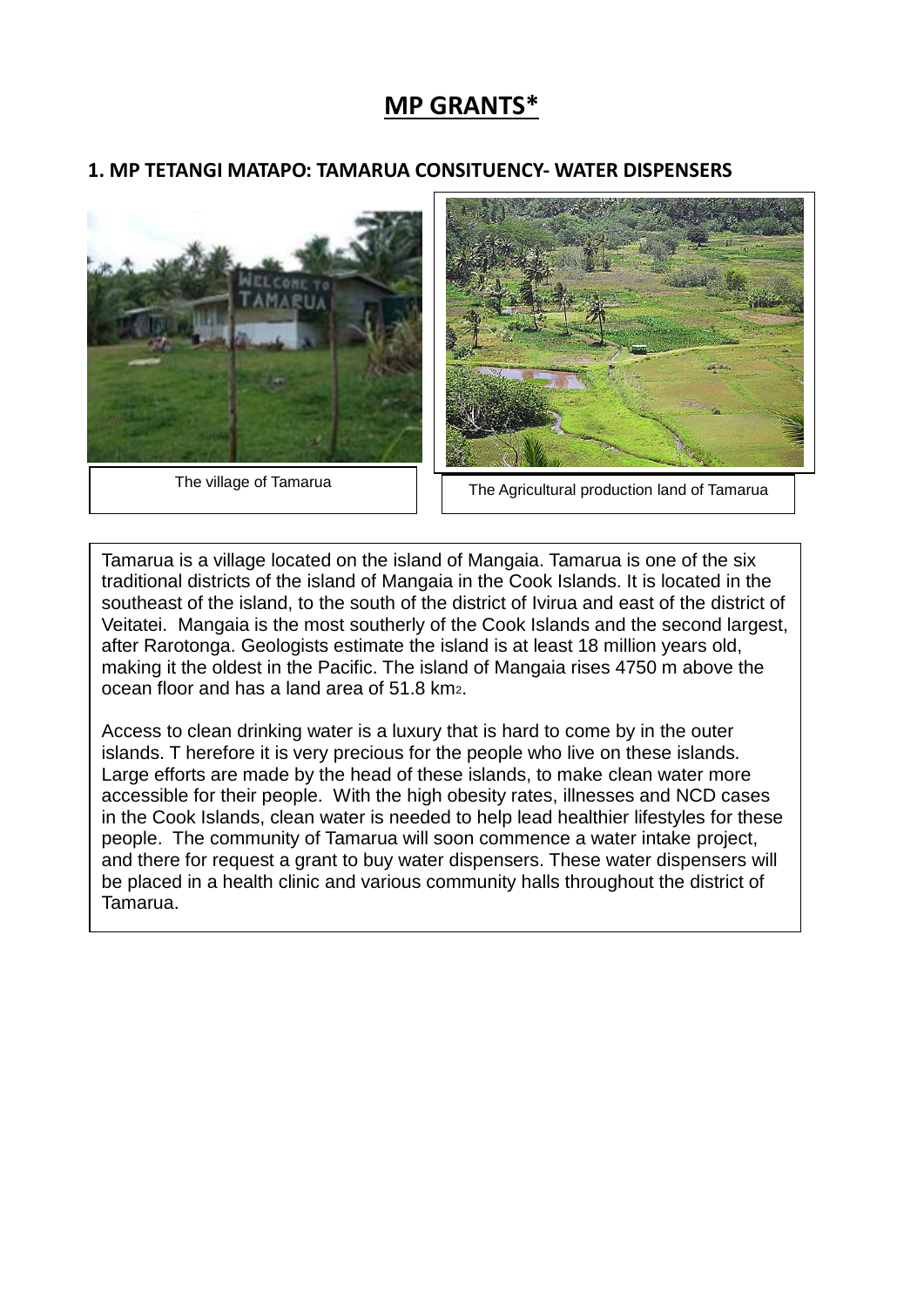# MP GRANTS*

## 1. MP TETANGI MATAPO: TAMARUA CONSITUENCY- WATER DISPENSERS

The village of Tamarua

The Agricultural production land of Tamarua

Tamarua is a village located on the island of Mangaia. Tamarua is one of the six traditional districts of the island of Mangaia in the Cook Islands. It is located in the southeast of the island, to the south of the district of Ivirua and east of the district of Veitatei. Mangaia is the most southerly of the Cook Islands and the second largest, after Rarotonga. Geologists estimate the island is at least 18 million years old, making it the oldest in the Pacific. The island of Mangaia rises 4750 m above the ocean floor and has a land area of 51.8 $km^2$.

Access to clean drinking water is a luxury that is hard to come by in the outer islands. T herefore it is very precious for the people who live on these islands. Large efforts are made by the head of these islands, to make clean water more accessible for their people. With the high obesity rates, illnesses and NCD cases in the Cook Islands, clean water is needed to help lead healthier lifestyles for these people. The community of Tamarua will soon commence a water intake project, and there for request a grant to buy water dispensers. These water dispensers will be placed in a health clinic and various community halls throughout the district of Tamarua.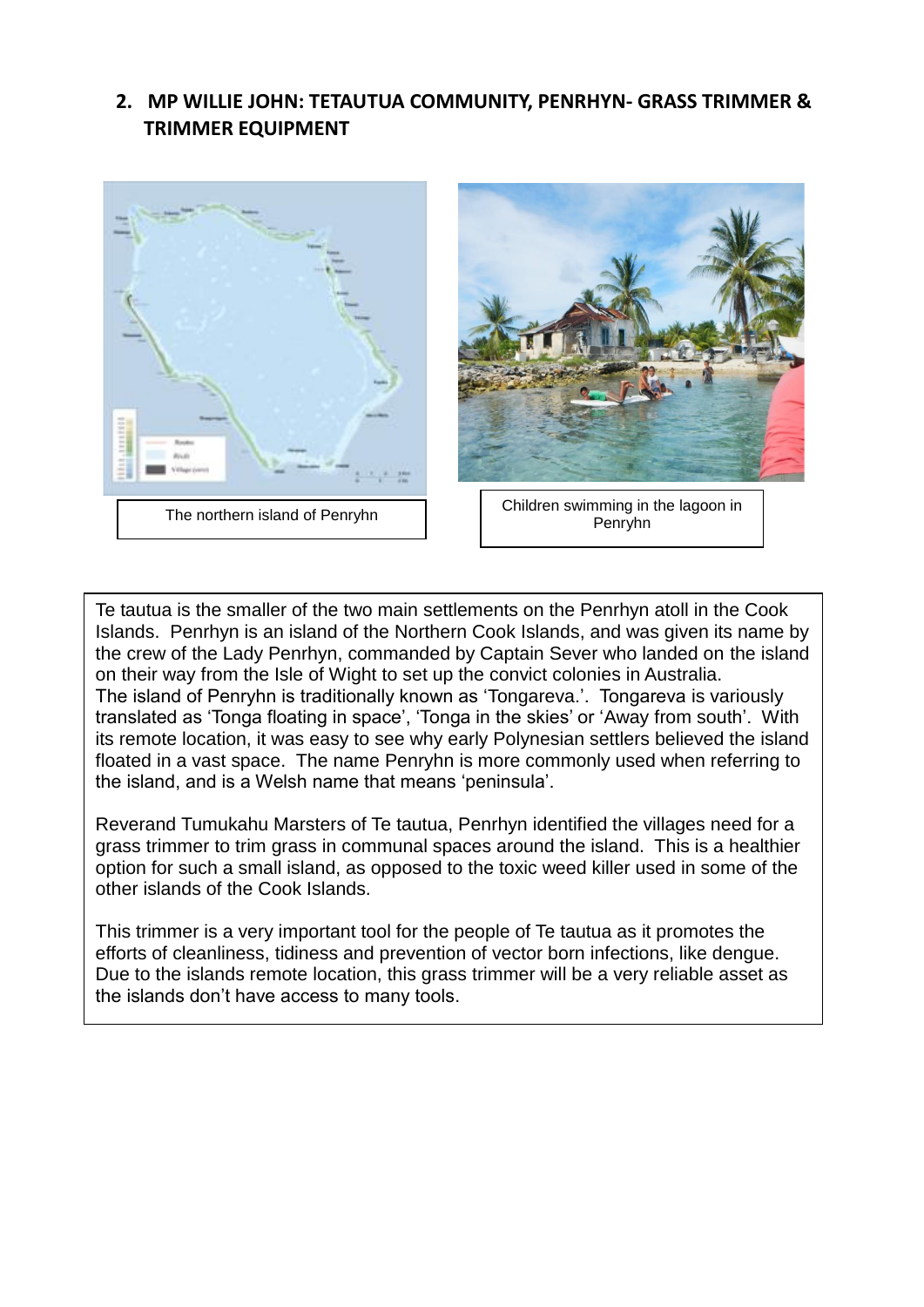## 2. MP WILLIE JOHN: TETAUTUA COMMUNITY, PENRHYN- GRASS TRIMMER & TRIMMER EQUIPMENT

The northern island of Penryhn

Children swimming in the lagoon in Penryhn

Te tautua is the smaller of the two main settlements on the Penrhyn atoll in the Cook Islands. Penrhyn is an island of the Northern Cook Islands, and was given its name by the crew of the Lady Penrhyn, commanded by Captain Sever who landed on the island on their way from the Isle of Wight to set up the convict colonies in Australia. The island of Penryhn is traditionally known as 'Tongareva.'. Tongareva is variously translated as 'Tonga floating in space', 'Tonga in the skies' or 'Away from south'. With its remote location, it was easy to see why early Polynesian settlers believed the island floated in a vast space. The name Penryhn is more commonly used when referring to the island, and is a Welsh name that means 'peninsula'.

Reverand Tumukahu Marsters of Te tautua, Penrhyn identified the villages need for a grass trimmer to trim grass in communal spaces around the island. This is a healthier option for such a small island, as opposed to the toxic weed killer used in some of the other islands of the Cook Islands.

This trimmer is a very important tool for the people of Te tautua as it promotes the efforts of cleanliness, tidiness and prevention of vector born infections, like dengue. Due to the islands remote location, this grass trimmer will be a very reliable asset as the islands don't have access to many tools.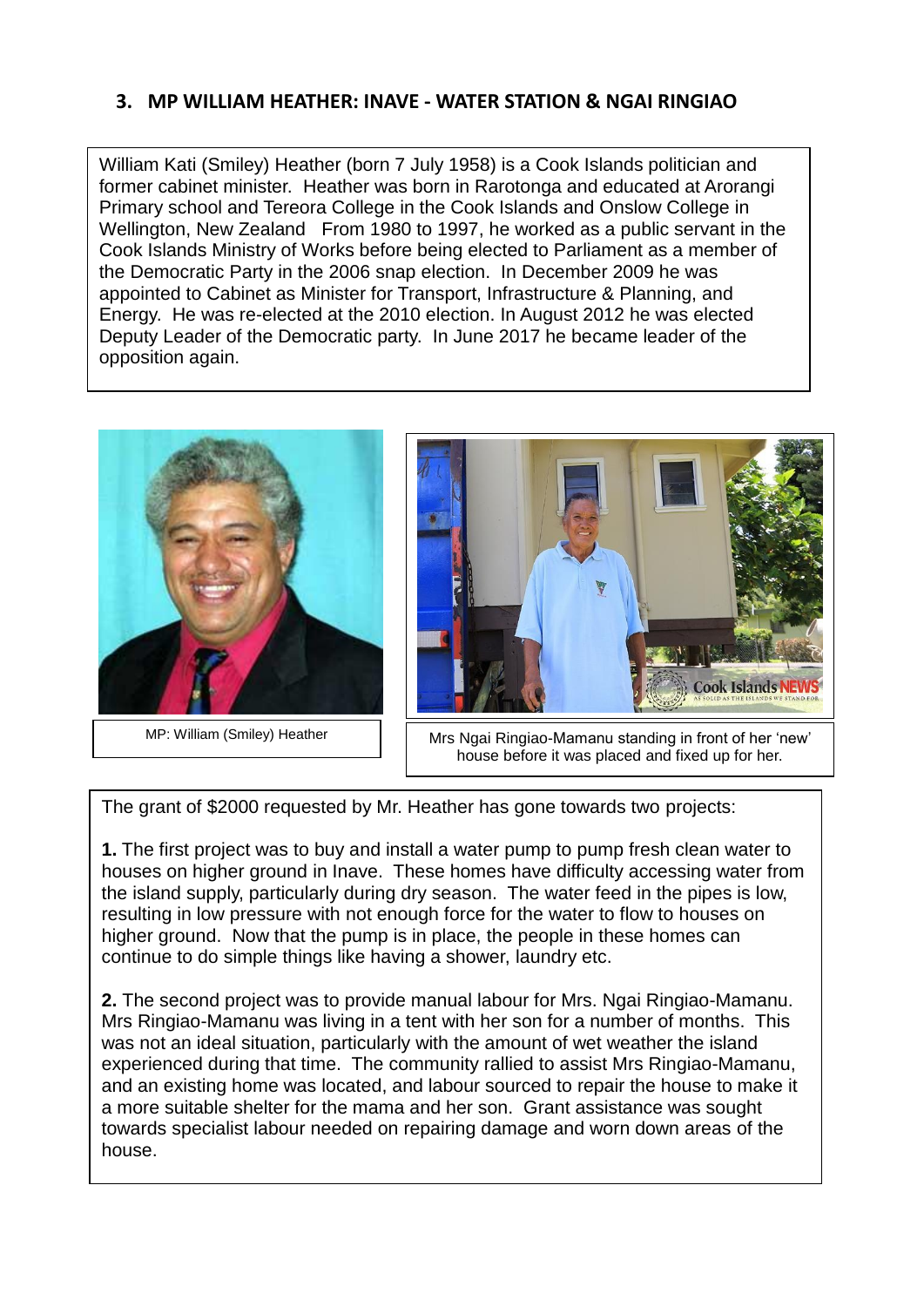### 3. MP WILLIAM HEATHER: INAVE - WATER STATION & NGAI RINGIAO

William Kati (Smiley) Heather (born 7 July 1958) is a Cook Islands politician and former cabinet minister. Heather was born in Rarotonga and educated at Arorangi Primary school and Tereora College in the Cook Islands and Onslow College in Wellington, New Zealand From 1980 to 1997, he worked as a public servant in the Cook Islands Ministry of Works before being elected to Parliament as a member of the Democratic Party in the 2006 snap election. In December 2009 he was appointed to Cabinet as Minister for Transport, Infrastructure & Planning, and Energy. He was re-elected at the 2010 election. In August 2012 he was elected Deputy Leader of the Democratic party. In June 2017 he became leader of the opposition again.

MP: William (Smiley) Heather

Mrs Ngai Ringiao-Mamanu standing in front of her 'new' house before it was placed and fixed up for her.

The grant of $2000 requested by Mr. Heather has gone towards two projects:

**1.** The first project was to buy and install a water pump to pump fresh clean water to houses on higher ground in Inave. These homes have difficulty accessing water from the island supply, particularly during dry season. The water feed in the pipes is low, resulting in low pressure with not enough force for the water to flow to houses on higher ground. Now that the pump is in place, the people in these homes can continue to do simple things like having a shower, laundry etc.

**2.** The second project was to provide manual labour for Mrs. Ngai Ringiao-Mamanu. Mrs Ringiao-Mamanu was living in a tent with her son for a number of months. This was not an ideal situation, particularly with the amount of wet weather the island experienced during that time. The community rallied to assist Mrs Ringiao-Mamanu, and an existing home was located, and labour sourced to repair the house to make it a more suitable shelter for the mama and her son. Grant assistance was sought towards specialist labour needed on repairing damage and worn down areas of the house.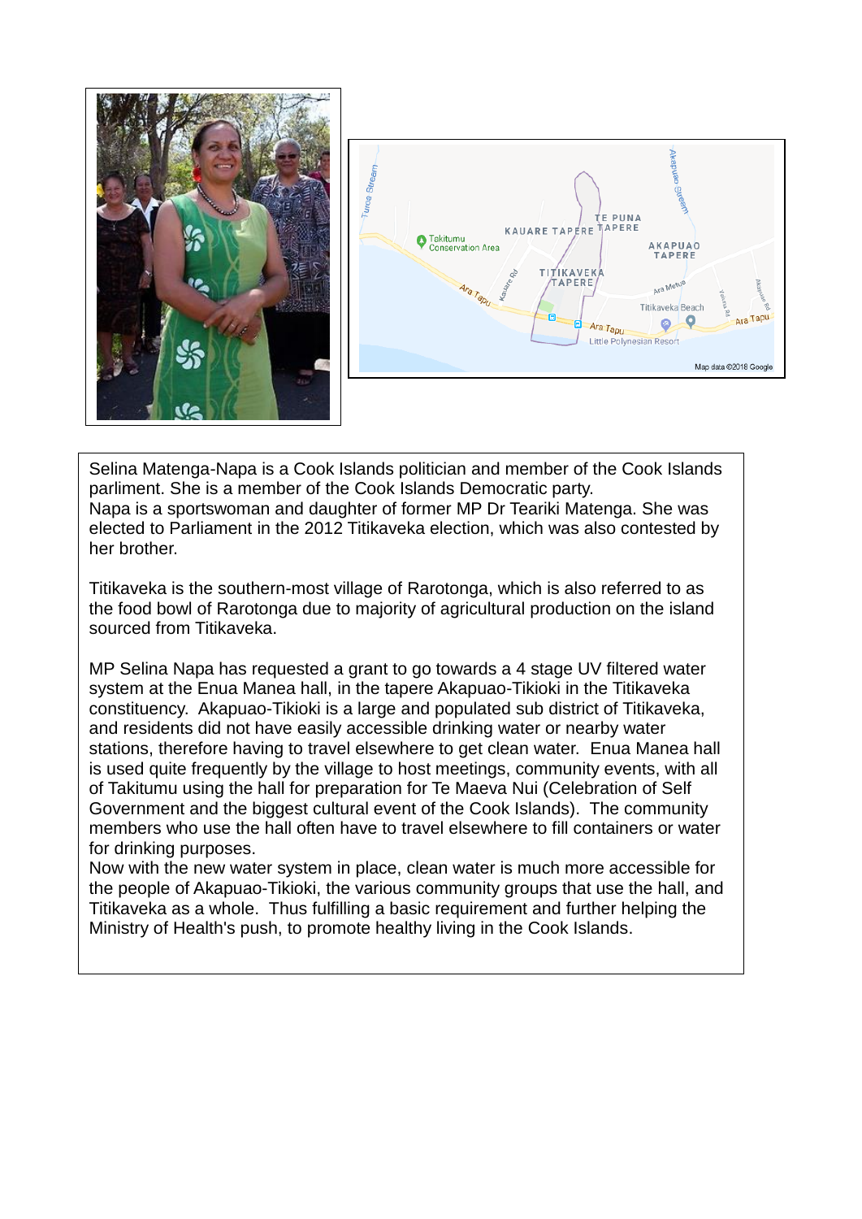Selina Matenga-Napa is a Cook Islands politician and member of the Cook Islands parliment. She is a member of the Cook Islands Democratic party.
Napa is a sportswoman and daughter of former MP Dr Teariki Matenga. She was elected to Parliament in the 2012 Titikaveka election, which was also contested by her brother.

Titikaveka is the southern-most village of Rarotonga, which is also referred to as the food bowl of Rarotonga due to majority of agricultural production on the island sourced from Titikaveka.

MP Selina Napa has requested a grant to go towards a 4 stage UV filtered water system at the Enua Manea hall, in the tapere Akapuao-Tikioki in the Titikaveka constituency. Akapuao-Tikioki is a large and populated sub district of Titikaveka, and residents did not have easily accessible drinking water or nearby water stations, therefore having to travel elsewhere to get clean water. Enua Manea hall is used quite frequently by the village to host meetings, community events, with all of Takitumu using the hall for preparation for Te Maeva Nui (Celebration of Self Government and the biggest cultural event of the Cook Islands). The community members who use the hall often have to travel elsewhere to fill containers or water for drinking purposes.
Now with the new water system in place, clean water is much more accessible for the people of Akapuao-Tikioki, the various community groups that use the hall, and Titikaveka as a whole. Thus fulfilling a basic requirement and further helping the Ministry of Health's push, to promote healthy living in the Cook Islands.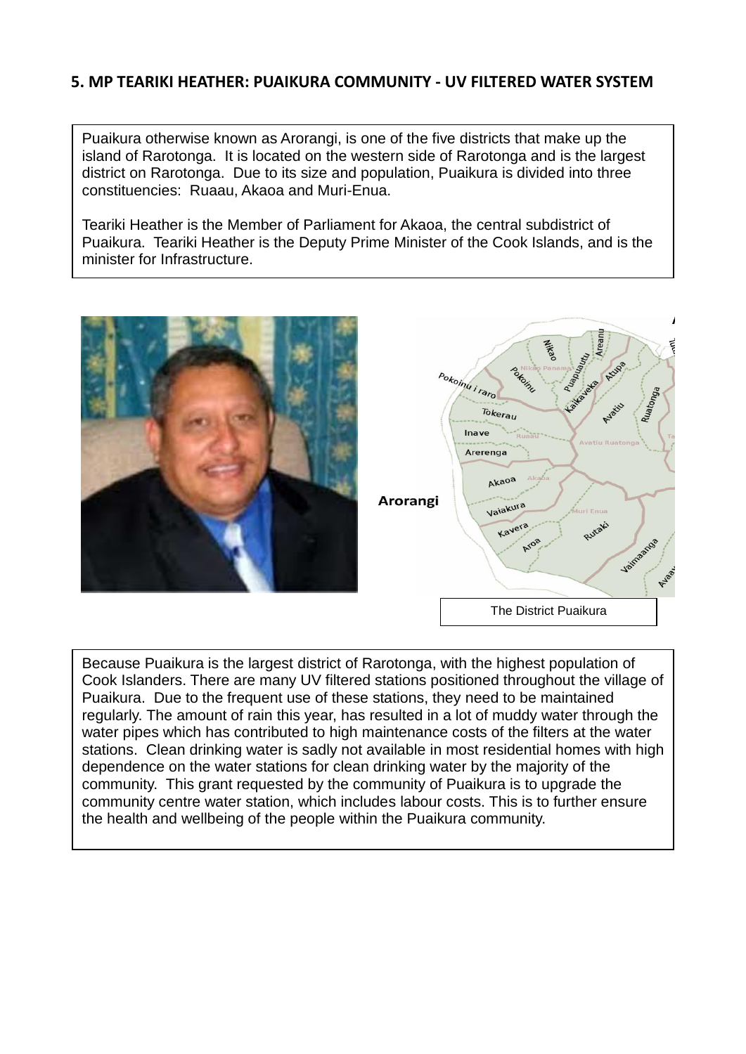## 5. MP TEARIKI HEATHER: PUAIKURA COMMUNITY - UV FILTERED WATER SYSTEM

Puaikura otherwise known as Arorangi, is one of the five districts that make up the island of Rarotonga. It is located on the western side of Rarotonga and is the largest district on Rarotonga. Due to its size and population, Puaikura is divided into three constituencies: Ruaau, Akaoa and Muri-Enua.

Teariki Heather is the Member of Parliament for Akaoa, the central subdistrict of Puaikura. Teariki Heather is the Deputy Prime Minister of the Cook Islands, and is the minister for Infrastructure.

The District Puaikura

Because Puaikura is the largest district of Rarotonga, with the highest population of Cook Islanders. There are many UV filtered stations positioned throughout the village of Puaikura. Due to the frequent use of these stations, they need to be maintained regularly. The amount of rain this year, has resulted in a lot of muddy water through the water pipes which has contributed to high maintenance costs of the filters at the water stations. Clean drinking water is sadly not available in most residential homes with high dependence on the water stations for clean drinking water by the majority of the community. This grant requested by the community of Puaikura is to upgrade the community centre water station, which includes labour costs. This is to further ensure the health and wellbeing of the people within the Puaikura community.